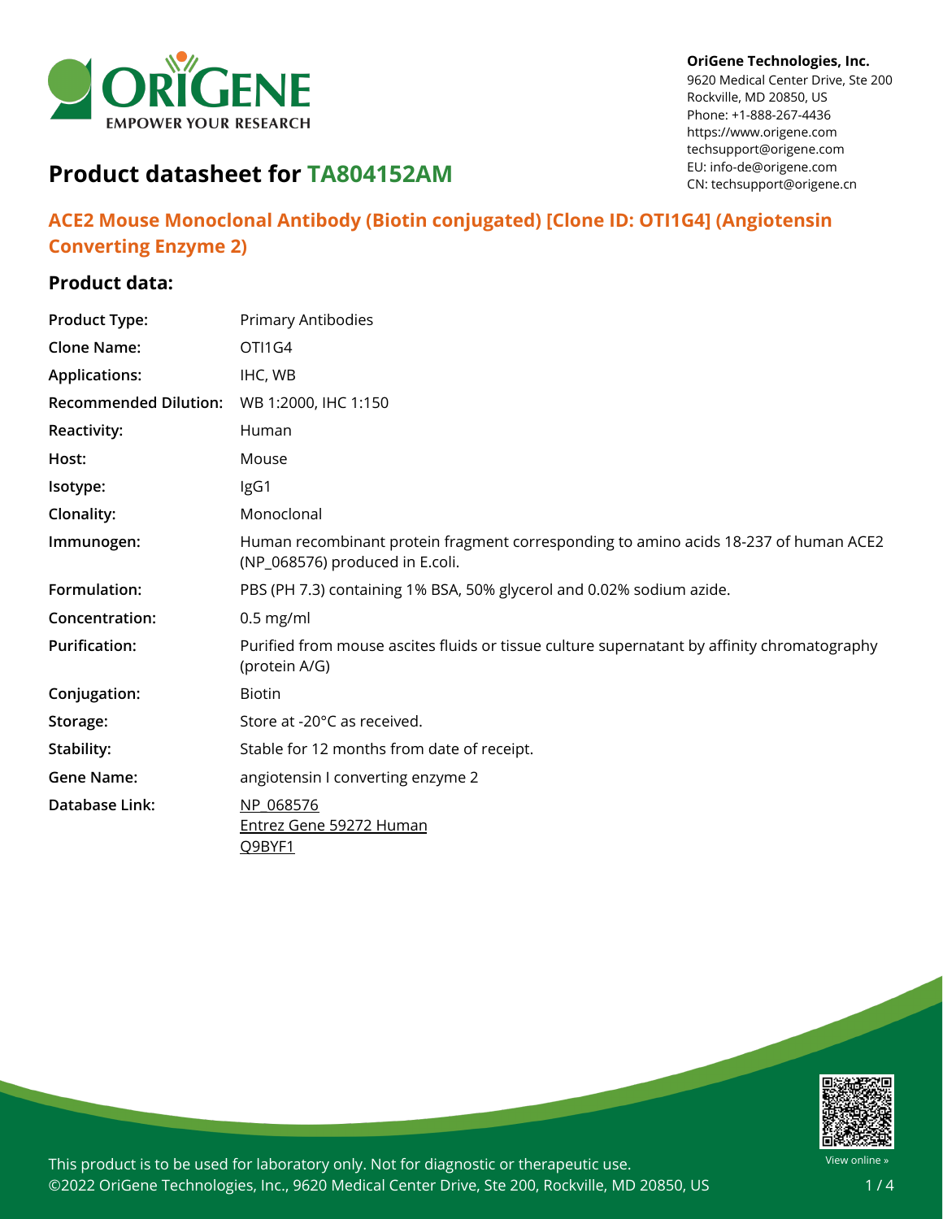**OriGene Technologies, Inc.**
9620 Medical Center Drive, Ste 200
Rockville, MD 20850, US
Phone: +1-888-267-4436
https://www.origene.com
techsupport@origene.com
EU: info-de@origene.com
CN: techsupport@origene.cn

# Product datasheet for TA804152AM

## ACE2 Mouse Monoclonal Antibody (Biotin conjugated) [Clone ID: OTI1G4] (Angiotensin Converting Enzyme 2)

### Product data:

| | |
|---|---|
| **Product Type:** | Primary Antibodies |
| **Clone Name:** | OTI1G4 |
| **Applications:** | IHC, WB |
| **Recommended Dilution:** | WB 1:2000, IHC 1:150 |
| **Reactivity:** | Human |
| **Host:** | Mouse |
| **Isotype:** | IgG1 |
| **Clonality:** | Monoclonal |
| **Immunogen:** | Human recombinant protein fragment corresponding to amino acids 18-237 of human ACE2 (NP_068576) produced in E.coli. |
| **Formulation:** | PBS (PH 7.3) containing 1% BSA, 50% glycerol and 0.02% sodium azide. |
| **Concentration:** | 0.5 mg/ml |
| **Purification:** | Purified from mouse ascites fluids or tissue culture supernatant by affinity chromatography (protein A/G) |
| **Conjugation:** | Biotin |
| **Storage:** | Store at -20°C as received. |
| **Stability:** | Stable for 12 months from date of receipt. |
| **Gene Name:** | angiotensin I converting enzyme 2 |
| **Database Link:** | NP_068576<br>Entrez Gene 59272 Human<br>Q9BYF1 |

This product is to be used for laboratory only. Not for diagnostic or therapeutic use.
©2022 OriGene Technologies, Inc., 9620 Medical Center Drive, Ste 200, Rockville, MD 20850, US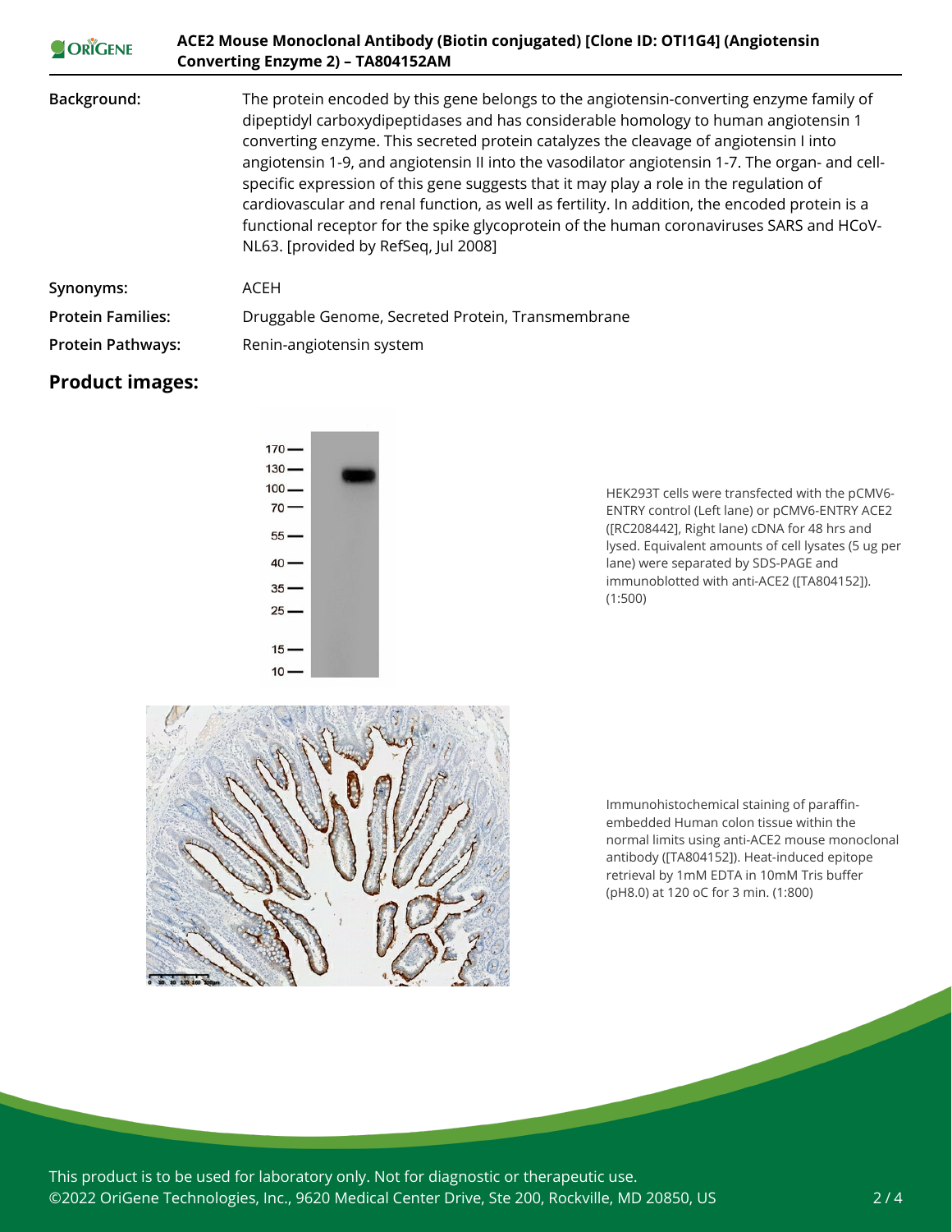| | |
|---|---|
| **Background:** | The protein encoded by this gene belongs to the angiotensin-converting enzyme family of dipeptidyl carboxydipeptidases and has considerable homology to human angiotensin 1 converting enzyme. This secreted protein catalyzes the cleavage of angiotensin I into angiotensin 1-9, and angiotensin II into the vasodilator angiotensin 1-7. The organ- and cell-specific expression of this gene suggests that it may play a role in the regulation of cardiovascular and renal function, as well as fertility. In addition, the encoded protein is a functional receptor for the spike glycoprotein of the human coronaviruses SARS and HCoV-NL63. [provided by RefSeq, Jul 2008] |
| **Synonyms:** | ACEH |
| **Protein Families:** | Druggable Genome, Secreted Protein, Transmembrane |
| **Protein Pathways:** | Renin-angiotensin system |

## Product images:

HEK293T cells were transfected with the pCMV6-ENTRY control (Left lane) or pCMV6-ENTRY ACE2 ([RC208442], Right lane) cDNA for 48 hrs and lysed. Equivalent amounts of cell lysates (5 ug per lane) were separated by SDS-PAGE and immunoblotted with anti-ACE2 ([TA804152]). (1:500)

Immunohistochemical staining of paraffin-embedded Human colon tissue within the normal limits using anti-ACE2 mouse monoclonal antibody ([TA804152]). Heat-induced epitope retrieval by 1mM EDTA in 10mM Tris buffer (pH8.0) at 120 oC for 3 min. (1:800)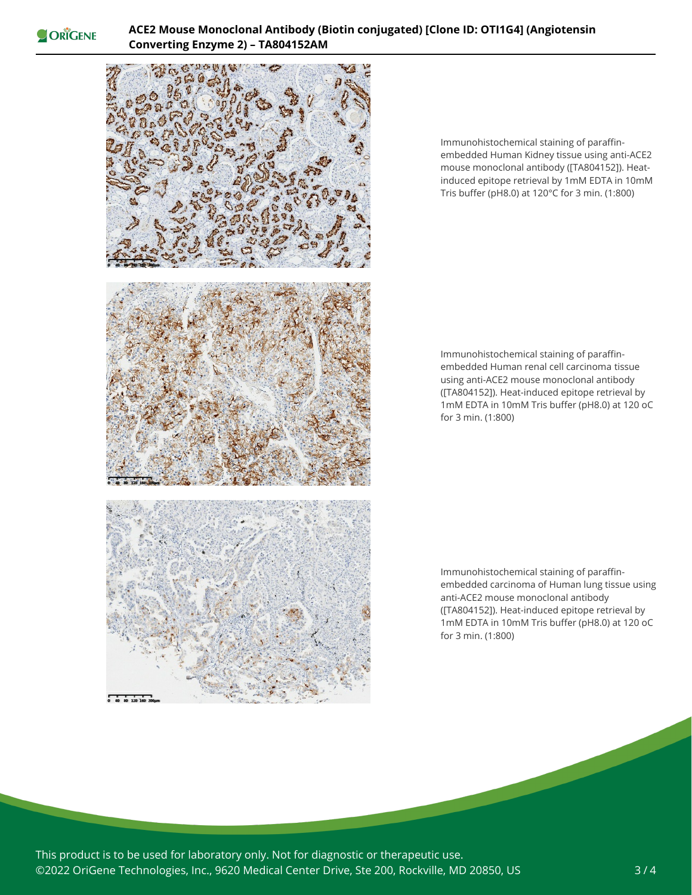Immunohistochemical staining of paraffin-embedded Human Kidney tissue using anti-ACE2 mouse monoclonal antibody ([TA804152]). Heat-induced epitope retrieval by 1mM EDTA in 10mM Tris buffer (pH8.0) at 120°C for 3 min. (1:800)

Immunohistochemical staining of paraffin-embedded Human renal cell carcinoma tissue using anti-ACE2 mouse monoclonal antibody ([TA804152]). Heat-induced epitope retrieval by 1mM EDTA in 10mM Tris buffer (pH8.0) at 120 oC for 3 min. (1:800)

Immunohistochemical staining of paraffin-embedded carcinoma of Human lung tissue using anti-ACE2 mouse monoclonal antibody ([TA804152]). Heat-induced epitope retrieval by 1mM EDTA in 10mM Tris buffer (pH8.0) at 120 oC for 3 min. (1:800)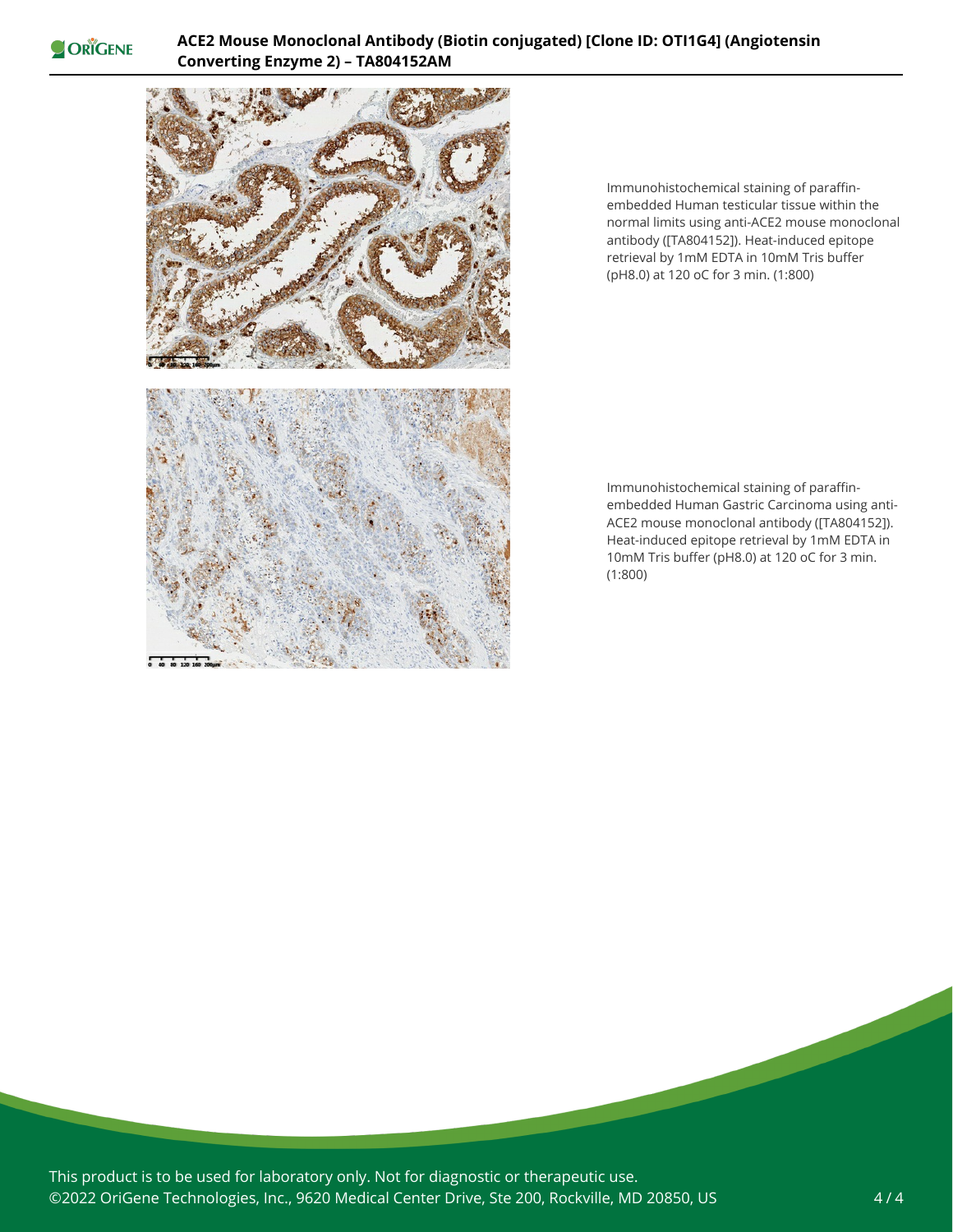Immunohistochemical staining of paraffin-embedded Human testicular tissue within the normal limits using anti-ACE2 mouse monoclonal antibody ([TA804152]). Heat-induced epitope retrieval by 1mM EDTA in 10mM Tris buffer (pH8.0) at 120 oC for 3 min. (1:800)

Immunohistochemical staining of paraffin-embedded Human Gastric Carcinoma using anti-ACE2 mouse monoclonal antibody ([TA804152]). Heat-induced epitope retrieval by 1mM EDTA in 10mM Tris buffer (pH8.0) at 120 oC for 3 min. (1:800)